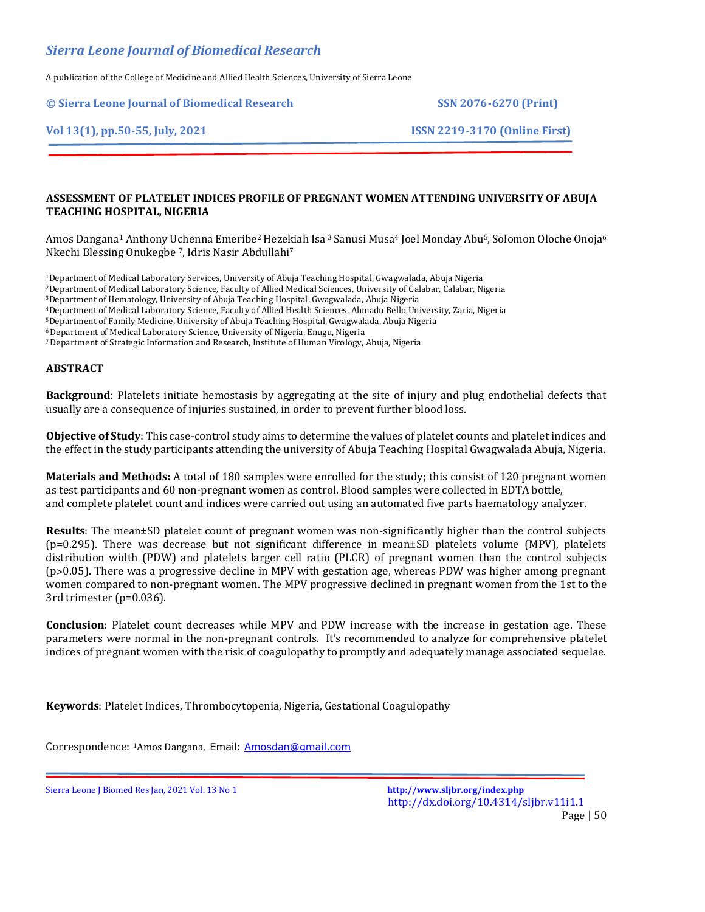# ASSESSMENT OF PLATELET INDICES PROFILE OF PREGNANT WOMEN ATTENDING UNIVERSITY OF ABUJA TEACHING HOSPITAL, NIGERIA

Amos Dangana[1] Anthony Uchenna Emeribe[2] Hezekiah Isa [3] Sanusi Musa[4] Joel Monday Abu[5], Solomon Oloche Onoja[6] Nkechi Blessing Onukegbe [7], Idris Nasir Abdullahi[7]

[1]Department of Medical Laboratory Services, University of Abuja Teaching Hospital, Gwagwalada, Abuja Nigeria
[2]Department of Medical Laboratory Science, Faculty of Allied Medical Sciences, University of Calabar, Calabar, Nigeria
[3]Department of Hematology, University of Abuja Teaching Hospital, Gwagwalada, Abuja Nigeria
[4]Department of Medical Laboratory Science, Faculty of Allied Health Sciences, Ahmadu Bello University, Zaria, Nigeria
[5]Department of Family Medicine, University of Abuja Teaching Hospital, Gwagwalada, Abuja Nigeria
[6]Department of Medical Laboratory Science, University of Nigeria, Enugu, Nigeria
[7]Department of Strategic Information and Research, Institute of Human Virology, Abuja, Nigeria

## ABSTRACT

**Background**: Platelets initiate hemostasis by aggregating at the site of injury and plug endothelial defects that usually are a consequence of injuries sustained, in order to prevent further blood loss.

**Objective of Study**: This case-control study aims to determine the values of platelet counts and platelet indices and the effect in the study participants attending the university of Abuja Teaching Hospital Gwagwalada Abuja, Nigeria.

**Materials and Methods:** A total of 180 samples were enrolled for the study; this consist of 120 pregnant women as test participants and 60 non-pregnant women as control. Blood samples were collected in EDTA bottle, and complete platelet count and indices were carried out using an automated five parts haematology analyzer.

**Results**: The mean±SD platelet count of pregnant women was non-significantly higher than the control subjects ($p=0.295$). There was decrease but not significant difference in mean±SD platelets volume (MPV), platelets distribution width (PDW) and platelets larger cell ratio (PLCR) of pregnant women than the control subjects ($p>0.05$). There was a progressive decline in MPV with gestation age, whereas PDW was higher among pregnant women compared to non-pregnant women. The MPV progressive declined in pregnant women from the 1st to the 3rd trimester ($p=0.036$).

**Conclusion**: Platelet count decreases while MPV and PDW increase with the increase in gestation age. These parameters were normal in the non-pregnant controls. It's recommended to analyze for comprehensive platelet indices of pregnant women with the risk of coagulopathy to promptly and adequately manage associated sequelae.

**Keywords**: Platelet Indices, Thrombocytopenia, Nigeria, Gestational Coagulopathy

Correspondence: [1]Amos Dangana, Email: Amosdan@gmail.com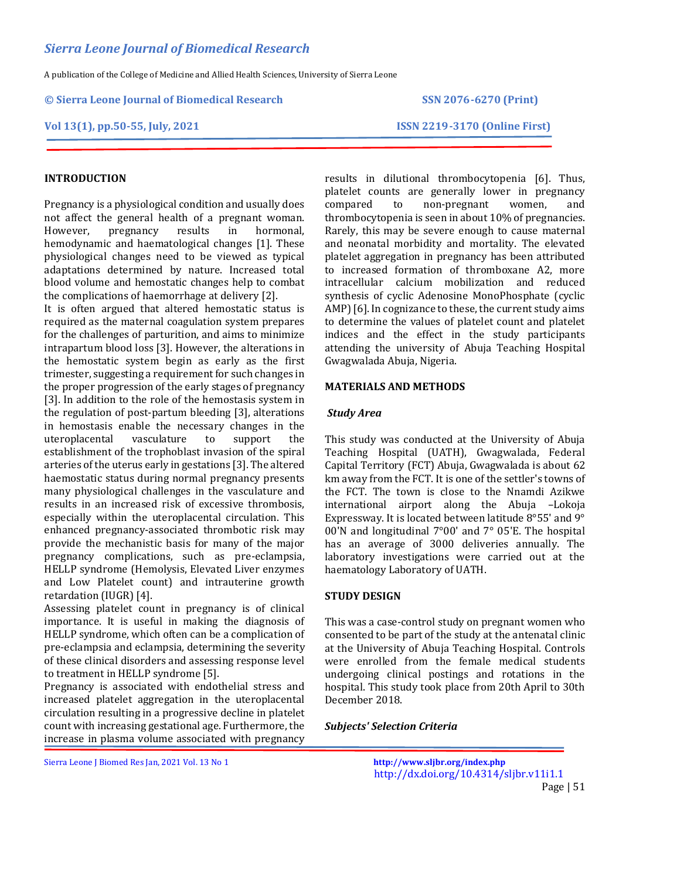## INTRODUCTION

Pregnancy is a physiological condition and usually does not affect the general health of a pregnant woman. However, pregnancy results in hormonal, hemodynamic and haematological changes [1]. These physiological changes need to be viewed as typical adaptations determined by nature. Increased total blood volume and hemostatic changes help to combat the complications of haemorrhage at delivery [2].

It is often argued that altered hemostatic status is required as the maternal coagulation system prepares for the challenges of parturition, and aims to minimize intrapartum blood loss [3]. However, the alterations in the hemostatic system begin as early as the first trimester, suggesting a requirement for such changes in the proper progression of the early stages of pregnancy [3]. In addition to the role of the hemostasis system in the regulation of post-partum bleeding [3], alterations in hemostasis enable the necessary changes in the uteroplacental vasculature to support the establishment of the trophoblast invasion of the spiral arteries of the uterus early in gestations [3]. The altered haemostatic status during normal pregnancy presents many physiological challenges in the vasculature and results in an increased risk of excessive thrombosis, especially within the uteroplacental circulation. This enhanced pregnancy-associated thrombotic risk may provide the mechanistic basis for many of the major pregnancy complications, such as pre-eclampsia, HELLP syndrome (Hemolysis, Elevated Liver enzymes and Low Platelet count) and intrauterine growth retardation (IUGR) [4].

Assessing platelet count in pregnancy is of clinical importance. It is useful in making the diagnosis of HELLP syndrome, which often can be a complication of pre-eclampsia and eclampsia, determining the severity of these clinical disorders and assessing response level to treatment in HELLP syndrome [5].

Pregnancy is associated with endothelial stress and increased platelet aggregation in the uteroplacental circulation resulting in a progressive decline in platelet count with increasing gestational age. Furthermore, the increase in plasma volume associated with pregnancy results in dilutional thrombocytopenia [6]. Thus, platelet counts are generally lower in pregnancy compared to non-pregnant women, and thrombocytopenia is seen in about 10% of pregnancies. Rarely, this may be severe enough to cause maternal and neonatal morbidity and mortality. The elevated platelet aggregation in pregnancy has been attributed to increased formation of thromboxane A2, more intracellular calcium mobilization and reduced synthesis of cyclic Adenosine MonoPhosphate (cyclic AMP) [6]. In cognizance to these, the current study aims to determine the values of platelet count and platelet indices and the effect in the study participants attending the university of Abuja Teaching Hospital Gwagwalada Abuja, Nigeria.

## MATERIALS AND METHODS

### *Study Area*

This study was conducted at the University of Abuja Teaching Hospital (UATH), Gwagwalada, Federal Capital Territory (FCT) Abuja, Gwagwalada is about 62 km away from the FCT. It is one of the settler's towns of the FCT. The town is close to the Nnamdi Azikwe international airport along the Abuja –Lokoja Expressway. It is located between latitude 8°55' and 9° 00'N and longitudinal 7°00' and 7° 05'E. The hospital has an average of 3000 deliveries annually. The laboratory investigations were carried out at the haematology Laboratory of UATH.

## STUDY DESIGN

This was a case-control study on pregnant women who consented to be part of the study at the antenatal clinic at the University of Abuja Teaching Hospital. Controls were enrolled from the female medical students undergoing clinical postings and rotations in the hospital. This study took place from 20th April to 30th December 2018.

### *Subjects' Selection Criteria*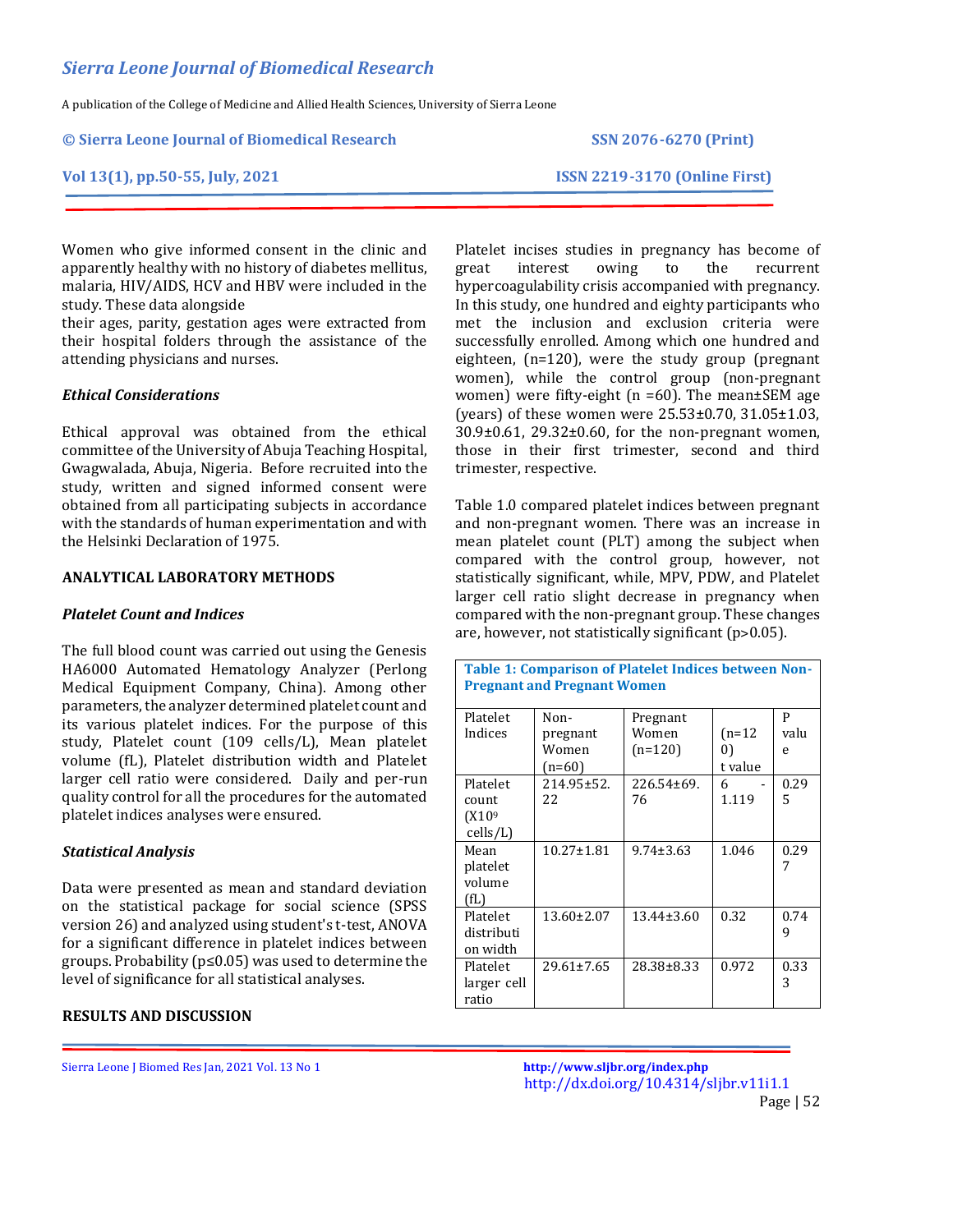Women who give informed consent in the clinic and apparently healthy with no history of diabetes mellitus, malaria, HIV/AIDS, HCV and HBV were included in the study. These data alongside

their ages, parity, gestation ages were extracted from their hospital folders through the assistance of the attending physicians and nurses.

### *Ethical Considerations*

Ethical approval was obtained from the ethical committee of the University of Abuja Teaching Hospital, Gwagwalada, Abuja, Nigeria. Before recruited into the study, written and signed informed consent were obtained from all participating subjects in accordance with the standards of human experimentation and with the Helsinki Declaration of 1975.

## ANALYTICAL LABORATORY METHODS

### *Platelet Count and Indices*

The full blood count was carried out using the Genesis HA6000 Automated Hematology Analyzer (Perlong Medical Equipment Company, China). Among other parameters, the analyzer determined platelet count and its various platelet indices. For the purpose of this study, Platelet count (109 cells/L), Mean platelet volume (fL), Platelet distribution width and Platelet larger cell ratio were considered. Daily and per-run quality control for all the procedures for the automated platelet indices analyses were ensured.

### *Statistical Analysis*

Data were presented as mean and standard deviation on the statistical package for social science (SPSS version 26) and analyzed using student's t-test, ANOVA for a significant difference in platelet indices between groups. Probability ($p \leq 0.05$) was used to determine the level of significance for all statistical analyses.

## RESULTS AND DISCUSSION

Platelet incises studies in pregnancy has become of great interest owing to the recurrent hypercoagulability crisis accompanied with pregnancy. In this study, one hundred and eighty participants who met the inclusion and exclusion criteria were successfully enrolled. Among which one hundred and eighteen, (n=120), were the study group (pregnant women), while the control group (non-pregnant women) were fifty-eight (n =60). The mean±SEM age (years) of these women were 25.53±0.70, 31.05±1.03, 30.9±0.61, 29.32±0.60, for the non-pregnant women, those in their first trimester, second and third trimester, respective.

Table 1.0 compared platelet indices between pregnant and non-pregnant women. There was an increase in mean platelet count (PLT) among the subject when compared with the control group, however, not statistically significant, while, MPV, PDW, and Platelet larger cell ratio slight decrease in pregnancy when compared with the non-pregnant group. These changes are, however, not statistically significant (p>0.05).

**Table 1: Comparison of Platelet Indices between Non-Pregnant and Pregnant Women**

| Platelet Indices | Non-pregnant Women (n=60) | Pregnant Women (n=120) | (n=120) t value | P value |
|---|---|---|---|---|
| Platelet count ($X10^9$ cells/L) | 214.95±52.22 | 226.54±69.76 | 6 -1.119 | 0.295 |
| Mean platelet volume (fL) | 10.27±1.81 | 9.74±3.63 | 1.046 | 0.297 |
| Platelet distribution width | 13.60±2.07 | 13.44±3.60 | 0.32 | 0.749 |
| Platelet larger cell ratio | 29.61±7.65 | 28.38±8.33 | 0.972 | 0.333 |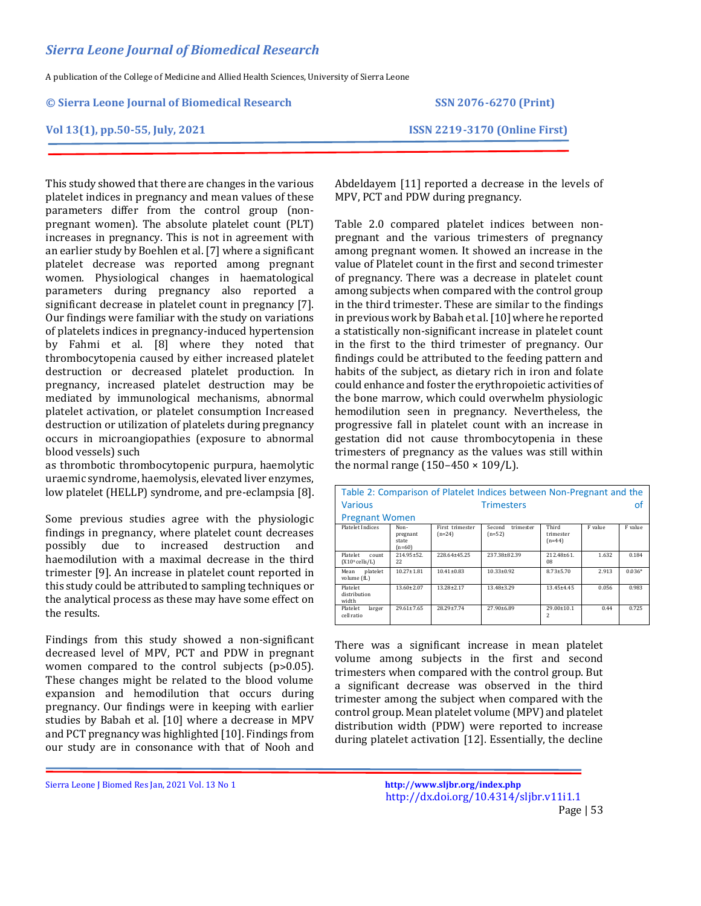This study showed that there are changes in the various platelet indices in pregnancy and mean values of these parameters differ from the control group (non-pregnant women). The absolute platelet count (PLT) increases in pregnancy. This is not in agreement with an earlier study by Boehlen et al. [7] where a significant platelet decrease was reported among pregnant women. Physiological changes in haematological parameters during pregnancy also reported a significant decrease in platelet count in pregnancy [7]. Our findings were familiar with the study on variations of platelets indices in pregnancy-induced hypertension by Fahmi et al. [8] where they noted that thrombocytopenia caused by either increased platelet destruction or decreased platelet production. In pregnancy, increased platelet destruction may be mediated by immunological mechanisms, abnormal platelet activation, or platelet consumption Increased destruction or utilization of platelets during pregnancy occurs in microangiopathies (exposure to abnormal blood vessels) such as thrombotic thrombocytopenic purpura, haemolytic uraemic syndrome, haemolysis, elevated liver enzymes, low platelet (HELLP) syndrome, and pre-eclampsia [8].

Some previous studies agree with the physiologic findings in pregnancy, where platelet count decreases possibly due to increased destruction and haemodilution with a maximal decrease in the third trimester [9]. An increase in platelet count reported in this study could be attributed to sampling techniques or the analytical process as these may have some effect on the results.

Findings from this study showed a non-significant decreased level of MPV, PCT and PDW in pregnant women compared to the control subjects (p>0.05). These changes might be related to the blood volume expansion and hemodilution that occurs during pregnancy. Our findings were in keeping with earlier studies by Babah et al. [10] where a decrease in MPV and PCT pregnancy was highlighted [10]. Findings from our study are in consonance with that of Nooh and Abdeldayem [11] reported a decrease in the levels of MPV, PCT and PDW during pregnancy.

Table 2.0 compared platelet indices between non-pregnant and the various trimesters of pregnancy among pregnant women. It showed an increase in the value of Platelet count in the first and second trimester of pregnancy. There was a decrease in platelet count among subjects when compared with the control group in the third trimester. These are similar to the findings in previous work by Babah et al. [10] where he reported a statistically non-significant increase in platelet count in the first to the third trimester of pregnancy. Our findings could be attributed to the feeding pattern and habits of the subject, as dietary rich in iron and folate could enhance and foster the erythropoietic activities of the bone marrow, which could overwhelm physiologic hemodilution seen in pregnancy. Nevertheless, the progressive fall in platelet count with an increase in gestation did not cause thrombocytopenia in these trimesters of pregnancy as the values was still within the normal range (150–450 × 109/L).

Table 2: Comparison of Platelet Indices between Non-Pregnant and the Various Trimesters of Pregnant Women

| Platelet Indices | Non-pregnant state (n=60) | First trimester (n=24) | Second trimester (n=52) | Third trimester (n=44) | F value | F value |
|---|---|---|---|---|---|---|
| Platelet count ($X10^9$ cells/L) | 214.95±52.22 | 228.64±45.25 | 237.38±82.39 | 212.48±61.08 | 1.632 | 0.184 |
| Mean platelet volume (fL) | 10.27±1.81 | 10.41±0.83 | 10.33±0.92 | 8.73±5.70 | 2.913 | 0.036* |
| Platelet distribution width | 13.60±2.07 | 13.28±2.17 | 13.48±3.29 | 13.45±4.45 | 0.056 | 0.983 |
| Platelet larger cell ratio | 29.61±7.65 | 28.29±7.74 | 27.90±6.89 | 29.00±10.12 | 0.44 | 0.725 |

There was a significant increase in mean platelet volume among subjects in the first and second trimesters when compared with the control group. But a significant decrease was observed in the third trimester among the subject when compared with the control group. Mean platelet volume (MPV) and platelet distribution width (PDW) were reported to increase during platelet activation [12]. Essentially, the decline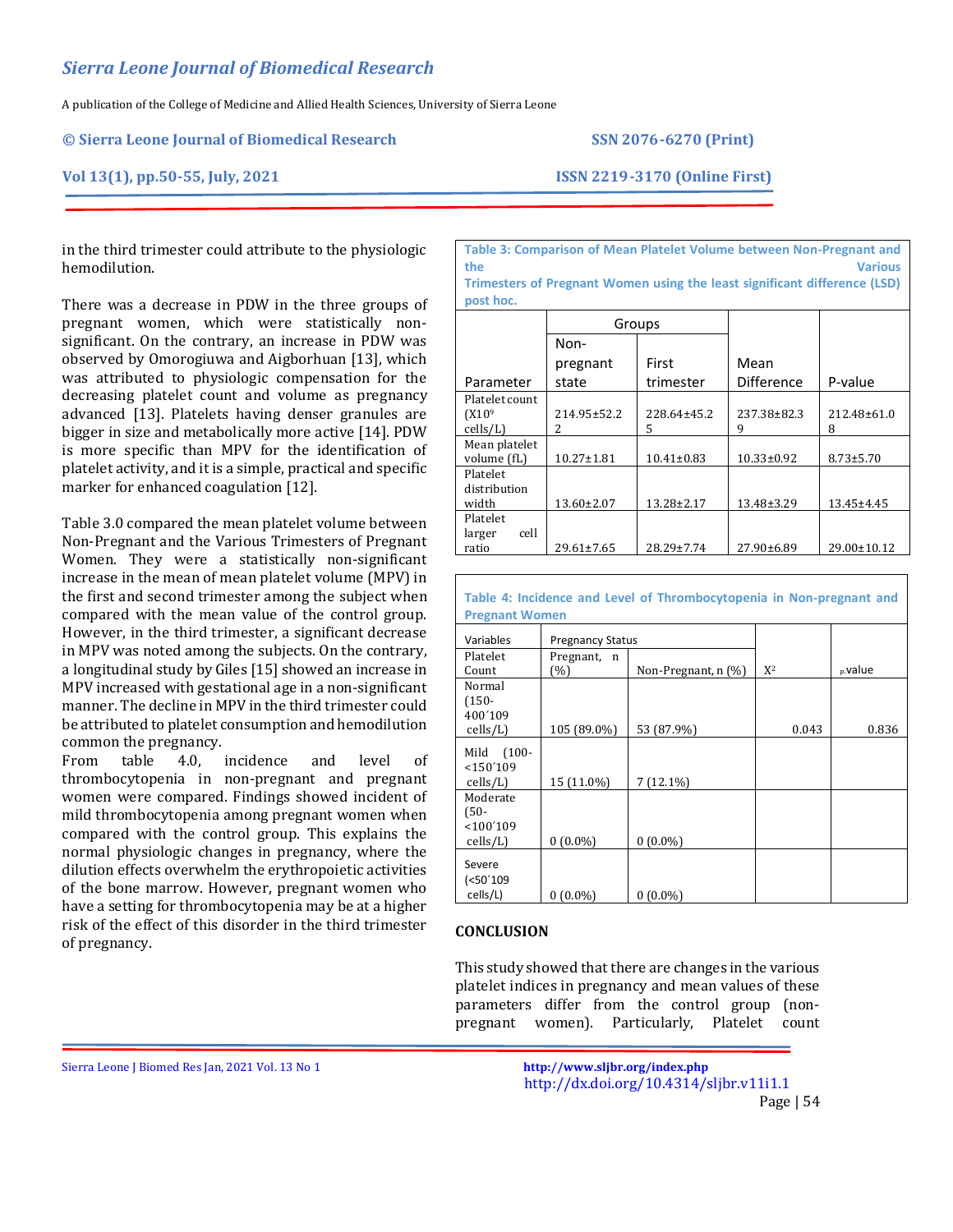in the third trimester could attribute to the physiologic hemodilution.

There was a decrease in PDW in the three groups of pregnant women, which were statistically non-significant. On the contrary, an increase in PDW was observed by Omorogiuwa and Aigborhuan [13], which was attributed to physiologic compensation for the decreasing platelet count and volume as pregnancy advanced [13]. Platelets having denser granules are bigger in size and metabolically more active [14]. PDW is more specific than MPV for the identification of platelet activity, and it is a simple, practical and specific marker for enhanced coagulation [12].

Table 3.0 compared the mean platelet volume between Non-Pregnant and the Various Trimesters of Pregnant Women. They were a statistically non-significant increase in the mean of mean platelet volume (MPV) in the first and second trimester among the subject when compared with the mean value of the control group. However, in the third trimester, a significant decrease in MPV was noted among the subjects. On the contrary, a longitudinal study by Giles [15] showed an increase in MPV increased with gestational age in a non-significant manner. The decline in MPV in the third trimester could be attributed to platelet consumption and hemodilution common the pregnancy.

From table 4.0, incidence and level of thrombocytopenia in non-pregnant and pregnant women were compared. Findings showed incident of mild thrombocytopenia among pregnant women when compared with the control group. This explains the normal physiologic changes in pregnancy, where the dilution effects overwhelm the erythropoietic activities of the bone marrow. However, pregnant women who have a setting for thrombocytopenia may be at a higher risk of the effect of this disorder in the third trimester of pregnancy.

**Table 3: Comparison of Mean Platelet Volume between Non-Pregnant and the Various Trimesters of Pregnant Women using the least significant difference (LSD) post hoc.**

| Parameter | Groups | | | |
|---|---|---|---|---|
| | Non-pregnant state | First trimester | Mean Difference | P-value |
| Platelet count ($X10^9$ cells/L) | 214.95±52.22 | 228.64±45.25 | 237.38±82.39 | 212.48±61.08 |
| Mean platelet volume (fL) | 10.27±1.81 | 10.41±0.83 | 10.33±0.92 | 8.73±5.70 |
| Platelet distribution width | 13.60±2.07 | 13.28±2.17 | 13.48±3.29 | 13.45±4.45 |
| Platelet larger cell ratio | 29.61±7.65 | 28.29±7.74 | 27.90±6.89 | 29.00±10.12 |

**Table 4: Incidence and Level of Thrombocytopenia in Non-pregnant and Pregnant Women**

| Variables | Pregnancy Status | | | |
|---|---|---|---|---|
| Platelet Count | Pregnant, n (%) | Non-Pregnant, n (%) | $X^2$ | p-value |
| Normal (150-400´109 cells/L) | 105 (89.0%) | 53 (87.9%) | 0.043 | 0.836 |
| Mild (100-<150´109 cells/L) | 15 (11.0%) | 7 (12.1%) | | |
| Moderate (50-<100´109 cells/L) | 0 (0.0%) | 0 (0.0%) | | |
| Severe (<50´109 cells/L) | 0 (0.0%) | 0 (0.0%) | | |

## CONCLUSION

This study showed that there are changes in the various platelet indices in pregnancy and mean values of these parameters differ from the control group (non-pregnant women). Particularly, Platelet count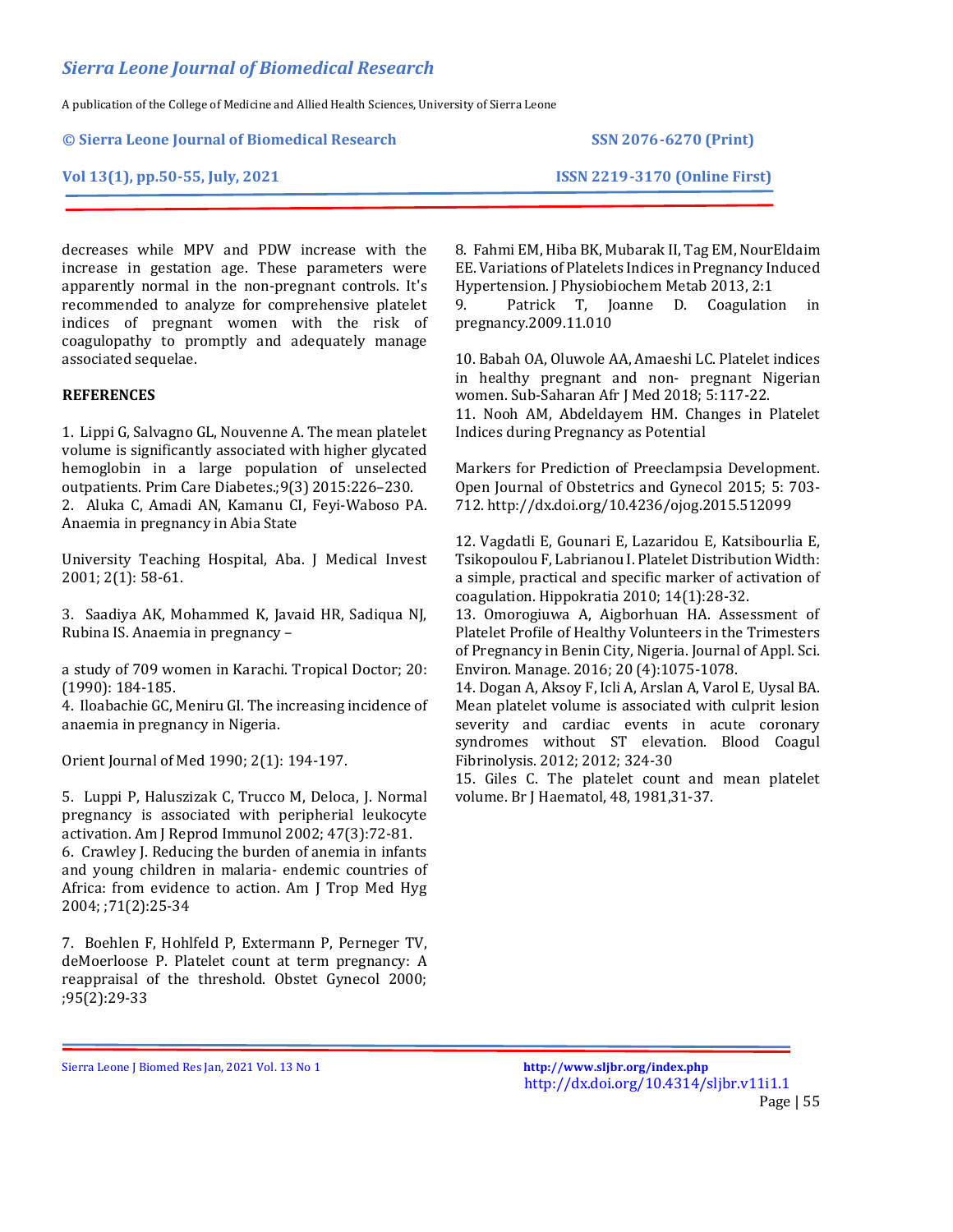decreases while MPV and PDW increase with the increase in gestation age. These parameters were apparently normal in the non-pregnant controls. It's recommended to analyze for comprehensive platelet indices of pregnant women with the risk of coagulopathy to promptly and adequately manage associated sequelae.

**REFERENCES**

1. Lippi G, Salvagno GL, Nouvenne A. The mean platelet volume is significantly associated with higher glycated hemoglobin in a large population of unselected outpatients. Prim Care Diabetes.;9(3) 2015:226–230.
2. Aluka C, Amadi AN, Kamanu CI, Feyi-Waboso PA. Anaemia in pregnancy in Abia State University Teaching Hospital, Aba. J Medical Invest 2001; 2(1): 58-61.
3. Saadiya AK, Mohammed K, Javaid HR, Sadiqua NJ, Rubina IS. Anaemia in pregnancy – a study of 709 women in Karachi. Tropical Doctor; 20: (1990): 184-185.
4. Iloabachie GC, Meniru GI. The increasing incidence of anaemia in pregnancy in Nigeria. Orient Journal of Med 1990; 2(1): 194-197.
5. Luppi P, Haluszizak C, Trucco M, Deloca, J. Normal pregnancy is associated with peripherial leukocyte activation. Am J Reprod Immunol 2002; 47(3):72-81.
6. Crawley J. Reducing the burden of anemia in infants and young children in malaria- endemic countries of Africa: from evidence to action. Am J Trop Med Hyg 2004; ;71(2):25-34
7. Boehlen F, Hohlfeld P, Extermann P, Perneger TV, deMoerloose P. Platelet count at term pregnancy: A reappraisal of the threshold. Obstet Gynecol 2000; ;95(2):29-33
8. Fahmi EM, Hiba BK, Mubarak II, Tag EM, NourEldaim EE. Variations of Platelets Indices in Pregnancy Induced Hypertension. J Physiobiochem Metab 2013, 2:1
9. Patrick T, Joanne D. Coagulation in pregnancy.2009.11.010
10. Babah OA, Oluwole AA, Amaeshi LC. Platelet indices in healthy pregnant and non- pregnant Nigerian women. Sub-Saharan Afr J Med 2018; 5:117-22.
11. Nooh AM, Abdeldayem HM. Changes in Platelet Indices during Pregnancy as Potential Markers for Prediction of Preeclampsia Development. Open Journal of Obstetrics and Gynecol 2015; 5: 703-712. http://dx.doi.org/10.4236/ojog.2015.512099
12. Vagdatli E, Gounari E, Lazaridou E, Katsibourlia E, Tsikopoulou F, Labrianou I. Platelet Distribution Width: a simple, practical and specific marker of activation of coagulation. Hippokratia 2010; 14(1):28-32.
13. Omorogiuwa A, Aigborhuan HA. Assessment of Platelet Profile of Healthy Volunteers in the Trimesters of Pregnancy in Benin City, Nigeria. Journal of Appl. Sci. Environ. Manage. 2016; 20 (4):1075-1078.
14. Dogan A, Aksoy F, Icli A, Arslan A, Varol E, Uysal BA. Mean platelet volume is associated with culprit lesion severity and cardiac events in acute coronary syndromes without ST elevation. Blood Coagul Fibrinolysis. 2012; 2012; 324-30
15. Giles C. The platelet count and mean platelet volume. Br J Haematol, 48, 1981,31-37.